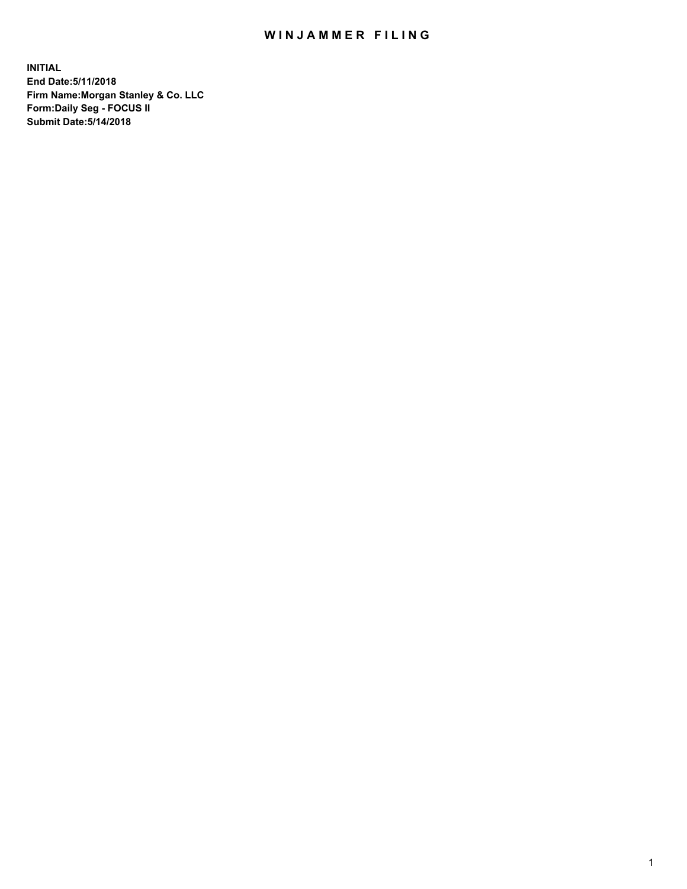# WINJAMMER FILING

**INITIAL**
**End Date:5/11/2018**
**Firm Name:Morgan Stanley & Co. LLC**
**Form:Daily Seg - FOCUS II**
**Submit Date:5/14/2018**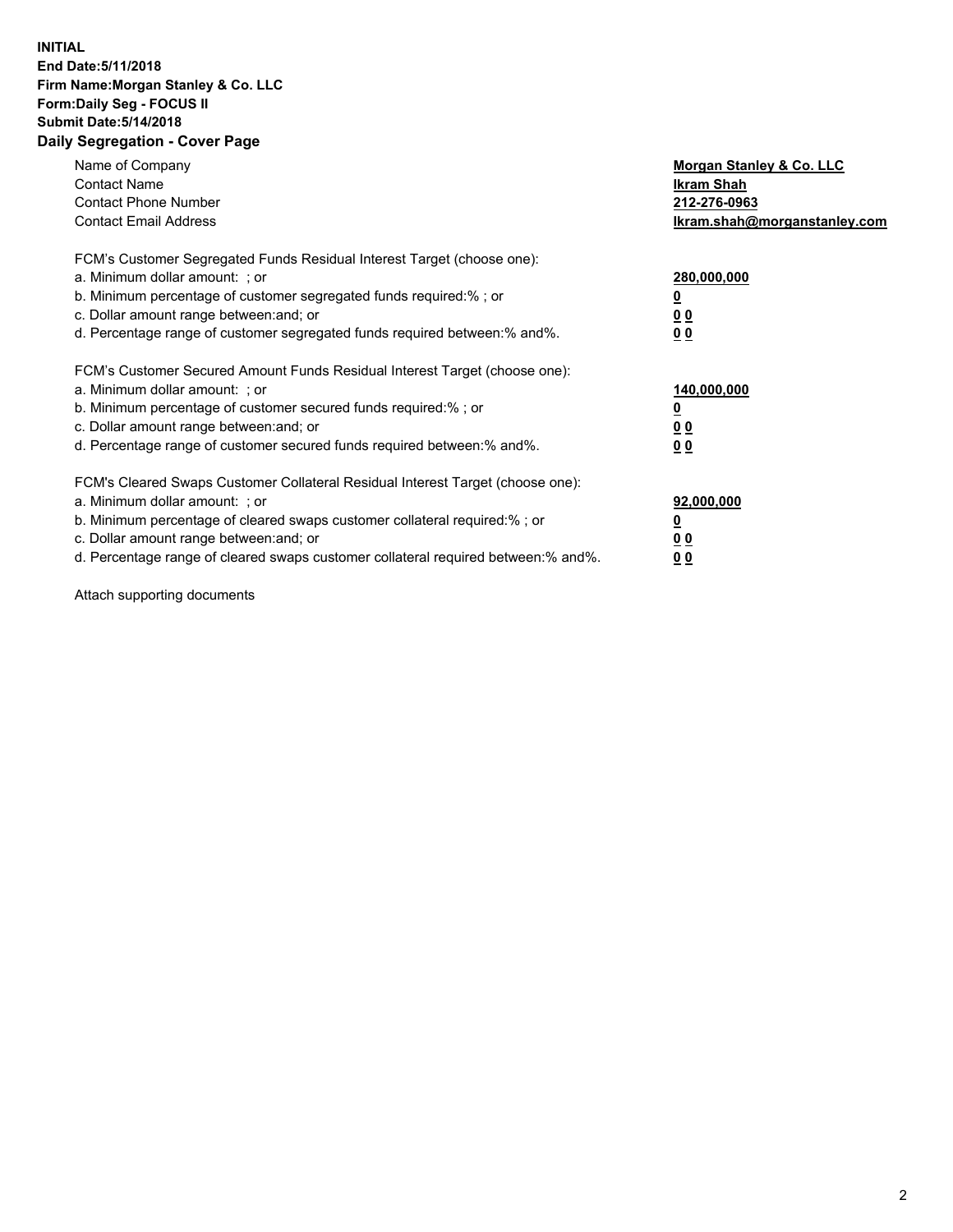**INITIAL**
**End Date:5/11/2018**
**Firm Name:Morgan Stanley & Co. LLC**
**Form:Daily Seg - FOCUS II**
**Submit Date:5/14/2018**
**Daily Segregation - Cover Page**

| | |
|---|---|
| Name of Company | **Morgan Stanley & Co. LLC** |
| Contact Name | **Ikram Shah** |
| Contact Phone Number | **212-276-0963** |
| Contact Email Address | **Ikram.shah@morganstanley.com** |

FCM's Customer Segregated Funds Residual Interest Target (choose one):

| | |
|---|---|
| a. Minimum dollar amount: ; or | **280,000,000** |
| b. Minimum percentage of customer segregated funds required:% ; or | **0** |
| c. Dollar amount range between:and; or | **0 0** |
| d. Percentage range of customer segregated funds required between:% and%. | **0 0** |

FCM's Customer Secured Amount Funds Residual Interest Target (choose one):

| | |
|---|---|
| a. Minimum dollar amount: ; or | **140,000,000** |
| b. Minimum percentage of customer secured funds required:% ; or | **0** |
| c. Dollar amount range between:and; or | **0 0** |
| d. Percentage range of customer secured funds required between:% and%. | **0 0** |

FCM's Cleared Swaps Customer Collateral Residual Interest Target (choose one):

| | |
|---|---|
| a. Minimum dollar amount: ; or | **92,000,000** |
| b. Minimum percentage of cleared swaps customer collateral required:% ; or | **0** |
| c. Dollar amount range between:and; or | **0 0** |
| d. Percentage range of cleared swaps customer collateral required between:% and%. | **0 0** |

Attach supporting documents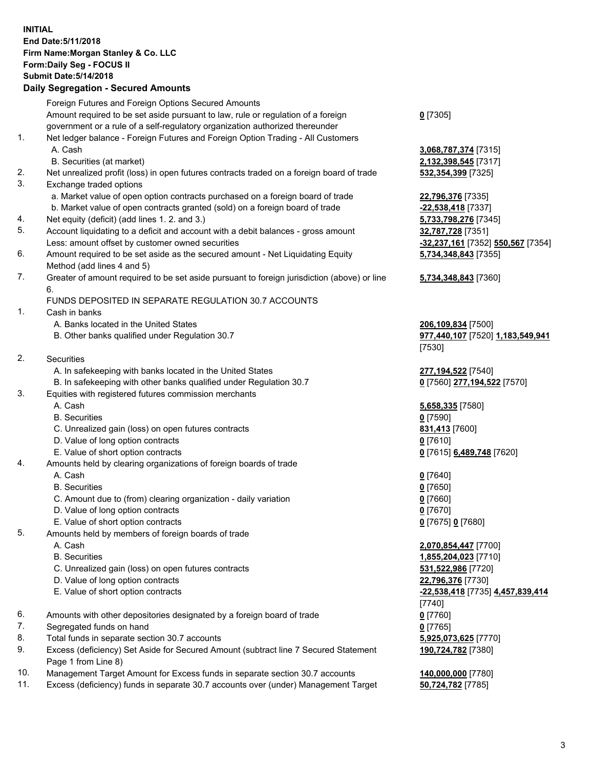**INITIAL**
**End Date:5/11/2018**
**Firm Name:Morgan Stanley & Co. LLC**
**Form:Daily Seg - FOCUS II**
**Submit Date:5/14/2018**

## Daily Segregation - Secured Amounts

| | | |
|---|---|---|
| | Foreign Futures and Foreign Options Secured Amounts | |
| | Amount required to be set aside pursuant to law, rule or regulation of a foreign government or a rule of a self-regulatory organization authorized thereunder | **0** [7305] |
| 1. | Net ledger balance - Foreign Futures and Foreign Option Trading - All Customers | |
| | A. Cash | **3,068,787,374** [7315] |
| | B. Securities (at market) | **2,132,398,545** [7317] |
| 2. | Net unrealized profit (loss) in open futures contracts traded on a foreign board of trade | **532,354,399** [7325] |
| 3. | Exchange traded options | |
| | a. Market value of open option contracts purchased on a foreign board of trade | **22,796,376** [7335] |
| | b. Market value of open contracts granted (sold) on a foreign board of trade | **-22,538,418** [7337] |
| 4. | Net equity (deficit) (add lines 1. 2. and 3.) | **5,733,798,276** [7345] |
| 5. | Account liquidating to a deficit and account with a debit balances - gross amount | **32,787,728** [7351] |
| | Less: amount offset by customer owned securities | **-32,237,161** [7352] **550,567** [7354] |
| 6. | Amount required to be set aside as the secured amount - Net Liquidating Equity Method (add lines 4 and 5) | **5,734,348,843** [7355] |
| 7. | Greater of amount required to be set aside pursuant to foreign jurisdiction (above) or line 6. | **5,734,348,843** [7360] |
| | FUNDS DEPOSITED IN SEPARATE REGULATION 30.7 ACCOUNTS | |
| 1. | Cash in banks | |
| | A. Banks located in the United States | **206,109,834** [7500] |
| | B. Other banks qualified under Regulation 30.7 | **977,440,107** [7520] **1,183,549,941** [7530] |
| 2. | Securities | |
| | A. In safekeeping with banks located in the United States | **277,194,522** [7540] |
| | B. In safekeeping with other banks qualified under Regulation 30.7 | **0** [7560] **277,194,522** [7570] |
| 3. | Equities with registered futures commission merchants | |
| | A. Cash | **5,658,335** [7580] |
| | B. Securities | **0** [7590] |
| | C. Unrealized gain (loss) on open futures contracts | **831,413** [7600] |
| | D. Value of long option contracts | **0** [7610] |
| | E. Value of short option contracts | **0** [7615] **6,489,748** [7620] |
| 4. | Amounts held by clearing organizations of foreign boards of trade | |
| | A. Cash | **0** [7640] |
| | B. Securities | **0** [7650] |
| | C. Amount due to (from) clearing organization - daily variation | **0** [7660] |
| | D. Value of long option contracts | **0** [7670] |
| | E. Value of short option contracts | **0** [7675] **0** [7680] |
| 5. | Amounts held by members of foreign boards of trade | |
| | A. Cash | **2,070,854,447** [7700] |
| | B. Securities | **1,855,204,023** [7710] |
| | C. Unrealized gain (loss) on open futures contracts | **531,522,986** [7720] |
| | D. Value of long option contracts | **22,796,376** [7730] |
| | E. Value of short option contracts | **-22,538,418** [7735] **4,457,839,414** [7740] |
| 6. | Amounts with other depositories designated by a foreign board of trade | **0** [7760] |
| 7. | Segregated funds on hand | **0** [7765] |
| 8. | Total funds in separate section 30.7 accounts | **5,925,073,625** [7770] |
| 9. | Excess (deficiency) Set Aside for Secured Amount (subtract line 7 Secured Statement Page 1 from Line 8) | **190,724,782** [7380] |
| 10. | Management Target Amount for Excess funds in separate section 30.7 accounts | **140,000,000** [7780] |
| 11. | Excess (deficiency) funds in separate 30.7 accounts over (under) Management Target | **50,724,782** [7785] |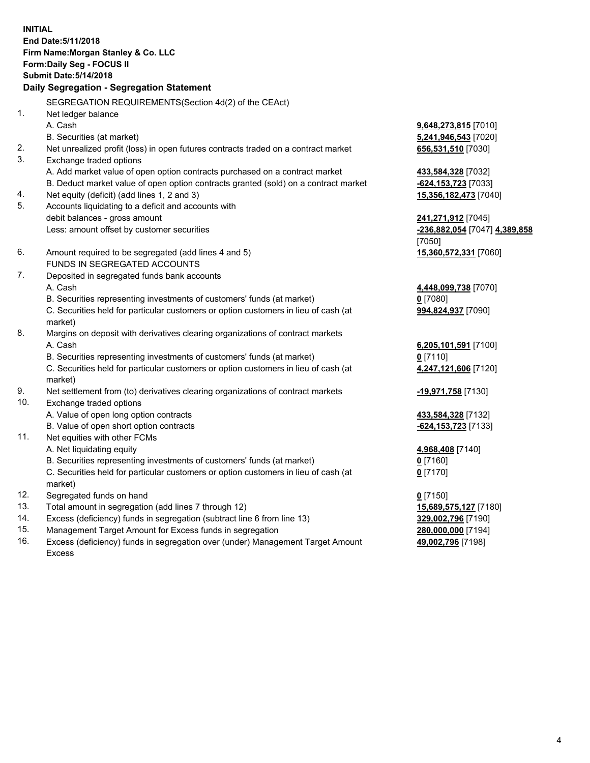**INITIAL**
**End Date:5/11/2018**
**Firm Name:Morgan Stanley & Co. LLC**
**Form:Daily Seg - FOCUS II**
**Submit Date:5/14/2018**

**Daily Segregation - Segregation Statement**

SEGREGATION REQUIREMENTS(Section 4d(2) of the CEAct)

| | | |
|---|---|---|
| 1. | Net ledger balance | |
| | A. Cash | **9,648,273,815** [7010] |
| | B. Securities (at market) | **5,241,946,543** [7020] |
| 2. | Net unrealized profit (loss) in open futures contracts traded on a contract market | **656,531,510** [7030] |
| 3. | Exchange traded options | |
| | A. Add market value of open option contracts purchased on a contract market | **433,584,328** [7032] |
| | B. Deduct market value of open option contracts granted (sold) on a contract market | **-624,153,723** [7033] |
| 4. | Net equity (deficit) (add lines 1, 2 and 3) | **15,356,182,473** [7040] |
| 5. | Accounts liquidating to a deficit and accounts with debit balances - gross amount | **241,271,912** [7045] |
| | Less: amount offset by customer securities | **-236,882,054** [7047] **4,389,858** [7050] |
| 6. | Amount required to be segregated (add lines 4 and 5) | **15,360,572,331** [7060] |
| | FUNDS IN SEGREGATED ACCOUNTS | |
| 7. | Deposited in segregated funds bank accounts | |
| | A. Cash | **4,448,099,738** [7070] |
| | B. Securities representing investments of customers' funds (at market) | **0** [7080] |
| | C. Securities held for particular customers or option customers in lieu of cash (at market) | **994,824,937** [7090] |
| 8. | Margins on deposit with derivatives clearing organizations of contract markets | |
| | A. Cash | **6,205,101,591** [7100] |
| | B. Securities representing investments of customers' funds (at market) | **0** [7110] |
| | C. Securities held for particular customers or option customers in lieu of cash (at market) | **4,247,121,606** [7120] |
| 9. | Net settlement from (to) derivatives clearing organizations of contract markets | **-19,971,758** [7130] |
| 10. | Exchange traded options | |
| | A. Value of open long option contracts | **433,584,328** [7132] |
| | B. Value of open short option contracts | **-624,153,723** [7133] |
| 11. | Net equities with other FCMs | |
| | A. Net liquidating equity | **4,968,408** [7140] |
| | B. Securities representing investments of customers' funds (at market) | **0** [7160] |
| | C. Securities held for particular customers or option customers in lieu of cash (at market) | **0** [7170] |
| 12. | Segregated funds on hand | **0** [7150] |
| 13. | Total amount in segregation (add lines 7 through 12) | **15,689,575,127** [7180] |
| 14. | Excess (deficiency) funds in segregation (subtract line 6 from line 13) | **329,002,796** [7190] |
| 15. | Management Target Amount for Excess funds in segregation | **280,000,000** [7194] |
| 16. | Excess (deficiency) funds in segregation over (under) Management Target Amount Excess | **49,002,796** [7198] |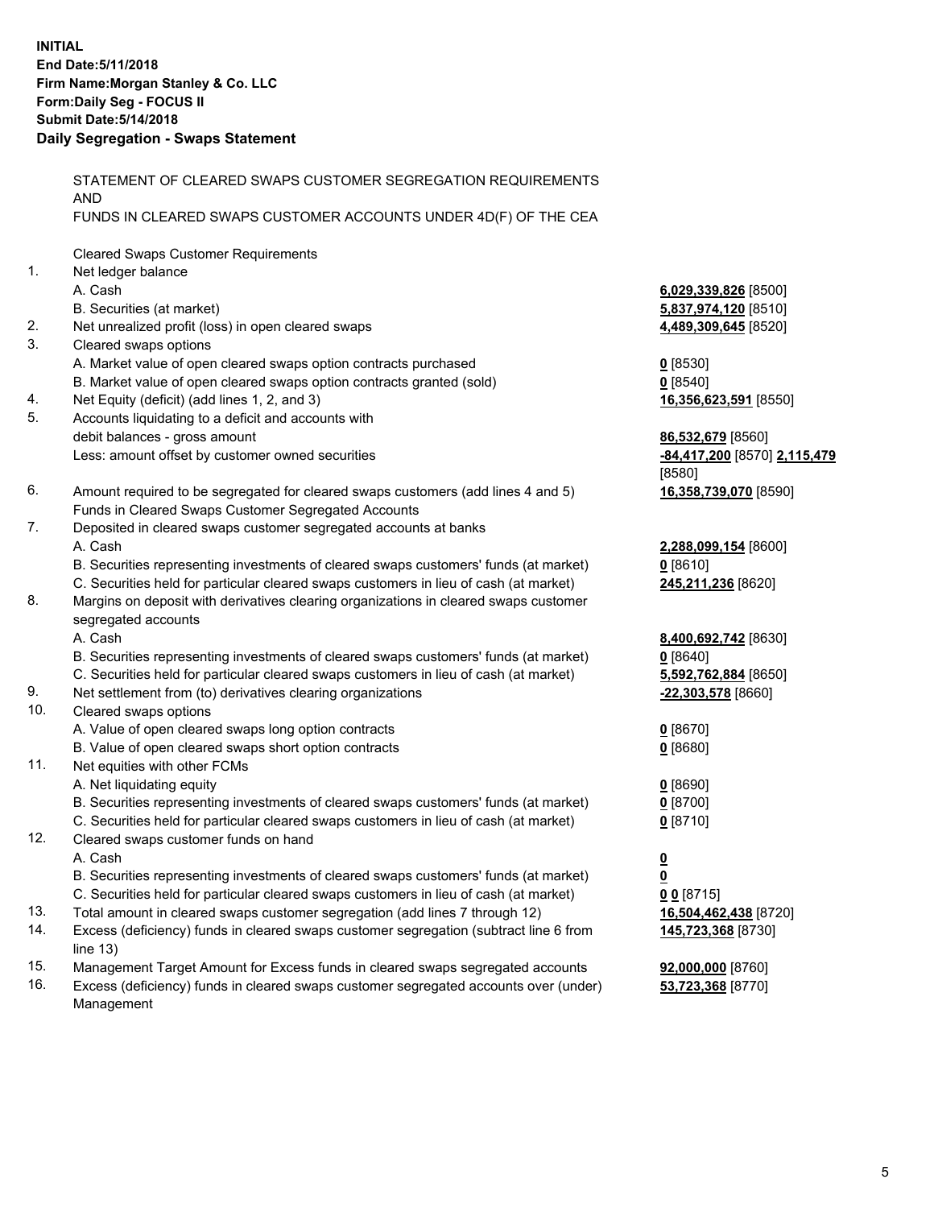**INITIAL**
**End Date:5/11/2018**
**Firm Name:Morgan Stanley & Co. LLC**
**Form:Daily Seg - FOCUS II**
**Submit Date:5/14/2018**
**Daily Segregation - Swaps Statement**

STATEMENT OF CLEARED SWAPS CUSTOMER SEGREGATION REQUIREMENTS AND FUNDS IN CLEARED SWAPS CUSTOMER ACCOUNTS UNDER 4D(F) OF THE CEA

| | | |
|---|---|---|
| | Cleared Swaps Customer Requirements | |
| 1. | Net ledger balance | |
| | A. Cash | **6,029,339,826** [8500] |
| | B. Securities (at market) | **5,837,974,120** [8510] |
| 2. | Net unrealized profit (loss) in open cleared swaps | **4,489,309,645** [8520] |
| 3. | Cleared swaps options | |
| | A. Market value of open cleared swaps option contracts purchased | **0** [8530] |
| | B. Market value of open cleared swaps option contracts granted (sold) | **0** [8540] |
| 4. | Net Equity (deficit) (add lines 1, 2, and 3) | **16,356,623,591** [8550] |
| 5. | Accounts liquidating to a deficit and accounts with debit balances - gross amount | **86,532,679** [8560] |
| | Less: amount offset by customer owned securities | **-84,417,200** [8570] **2,115,479** [8580] |
| 6. | Amount required to be segregated for cleared swaps customers (add lines 4 and 5) | **16,358,739,070** [8590] |
| | Funds in Cleared Swaps Customer Segregated Accounts | |
| 7. | Deposited in cleared swaps customer segregated accounts at banks | |
| | A. Cash | **2,288,099,154** [8600] |
| | B. Securities representing investments of cleared swaps customers' funds (at market) | **0** [8610] |
| | C. Securities held for particular cleared swaps customers in lieu of cash (at market) | **245,211,236** [8620] |
| 8. | Margins on deposit with derivatives clearing organizations in cleared swaps customer segregated accounts | |
| | A. Cash | **8,400,692,742** [8630] |
| | B. Securities representing investments of cleared swaps customers' funds (at market) | **0** [8640] |
| | C. Securities held for particular cleared swaps customers in lieu of cash (at market) | **5,592,762,884** [8650] |
| 9. | Net settlement from (to) derivatives clearing organizations | **-22,303,578** [8660] |
| 10. | Cleared swaps options | |
| | A. Value of open cleared swaps long option contracts | **0** [8670] |
| | B. Value of open cleared swaps short option contracts | **0** [8680] |
| 11. | Net equities with other FCMs | |
| | A. Net liquidating equity | **0** [8690] |
| | B. Securities representing investments of cleared swaps customers' funds (at market) | **0** [8700] |
| | C. Securities held for particular cleared swaps customers in lieu of cash (at market) | **0** [8710] |
| 12. | Cleared swaps customer funds on hand | |
| | A. Cash | **0** |
| | B. Securities representing investments of cleared swaps customers' funds (at market) | **0** |
| | C. Securities held for particular cleared swaps customers in lieu of cash (at market) | **0** **0** [8715] |
| 13. | Total amount in cleared swaps customer segregation (add lines 7 through 12) | **16,504,462,438** [8720] |
| 14. | Excess (deficiency) funds in cleared swaps customer segregation (subtract line 6 from line 13) | **145,723,368** [8730] |
| 15. | Management Target Amount for Excess funds in cleared swaps segregated accounts | **92,000,000** [8760] |
| 16. | Excess (deficiency) funds in cleared swaps customer segregated accounts over (under) Management | **53,723,368** [8770] |